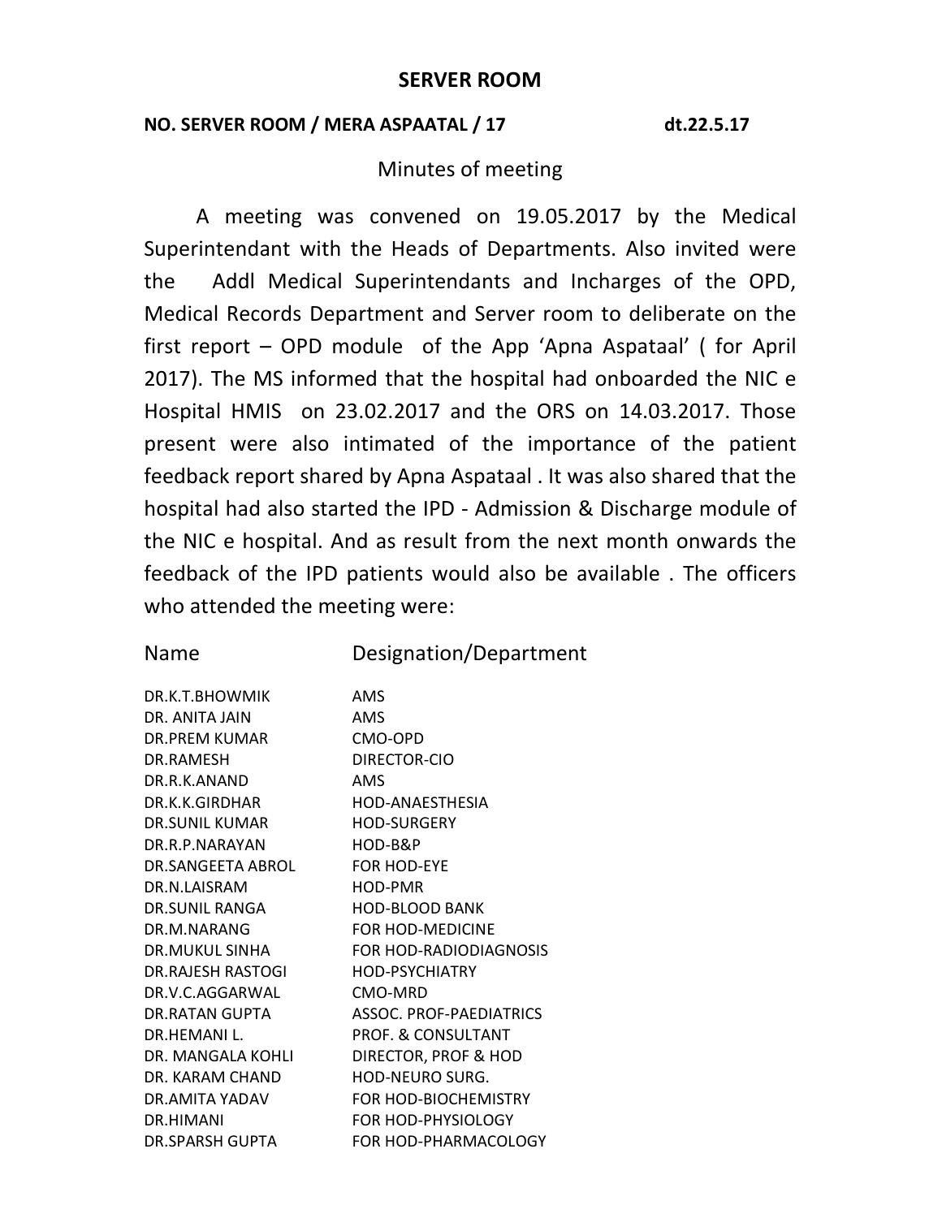# SERVER ROOM

**NO. SERVER ROOM / MERA ASPAATAL / 17** **dt.22.5.17**

Minutes of meeting

A meeting was convened on 19.05.2017 by the Medical Superintendant with the Heads of Departments. Also invited were the Addl Medical Superintendants and Incharges of the OPD, Medical Records Department and Server room to deliberate on the first report – OPD module of the App 'Apna Aspataal' ( for April 2017). The MS informed that the hospital had onboarded the NIC e Hospital HMIS on 23.02.2017 and the ORS on 14.03.2017. Those present were also intimated of the importance of the patient feedback report shared by Apna Aspataal . It was also shared that the hospital had also started the IPD - Admission & Discharge module of the NIC e hospital. And as result from the next month onwards the feedback of the IPD patients would also be available . The officers who attended the meeting were:

| Name | Designation/Department |
|---|---|
| DR.K.T.BHOWMIK | AMS |
| DR. ANITA JAIN | AMS |
| DR.PREM KUMAR | CMO-OPD |
| DR.RAMESH | DIRECTOR-CIO |
| DR.R.K.ANAND | AMS |
| DR.K.K.GIRDHAR | HOD-ANAESTHESIA |
| DR.SUNIL KUMAR | HOD-SURGERY |
| DR.R.P.NARAYAN | HOD-B&P |
| DR.SANGEETA ABROL | FOR HOD-EYE |
| DR.N.LAISRAM | HOD-PMR |
| DR.SUNIL RANGA | HOD-BLOOD BANK |
| DR.M.NARANG | FOR HOD-MEDICINE |
| DR.MUKUL SINHA | FOR HOD-RADIODIAGNOSIS |
| DR.RAJESH RASTOGI | HOD-PSYCHIATRY |
| DR.V.C.AGGARWAL | CMO-MRD |
| DR.RATAN GUPTA | ASSOC. PROF-PAEDIATRICS |
| DR.HEMANI L. | PROF. & CONSULTANT |
| DR. MANGALA KOHLI | DIRECTOR, PROF & HOD |
| DR. KARAM CHAND | HOD-NEURO SURG. |
| DR.AMITA YADAV | FOR HOD-BIOCHEMISTRY |
| DR.HIMANI | FOR HOD-PHYSIOLOGY |
| DR.SPARSH GUPTA | FOR HOD-PHARMACOLOGY |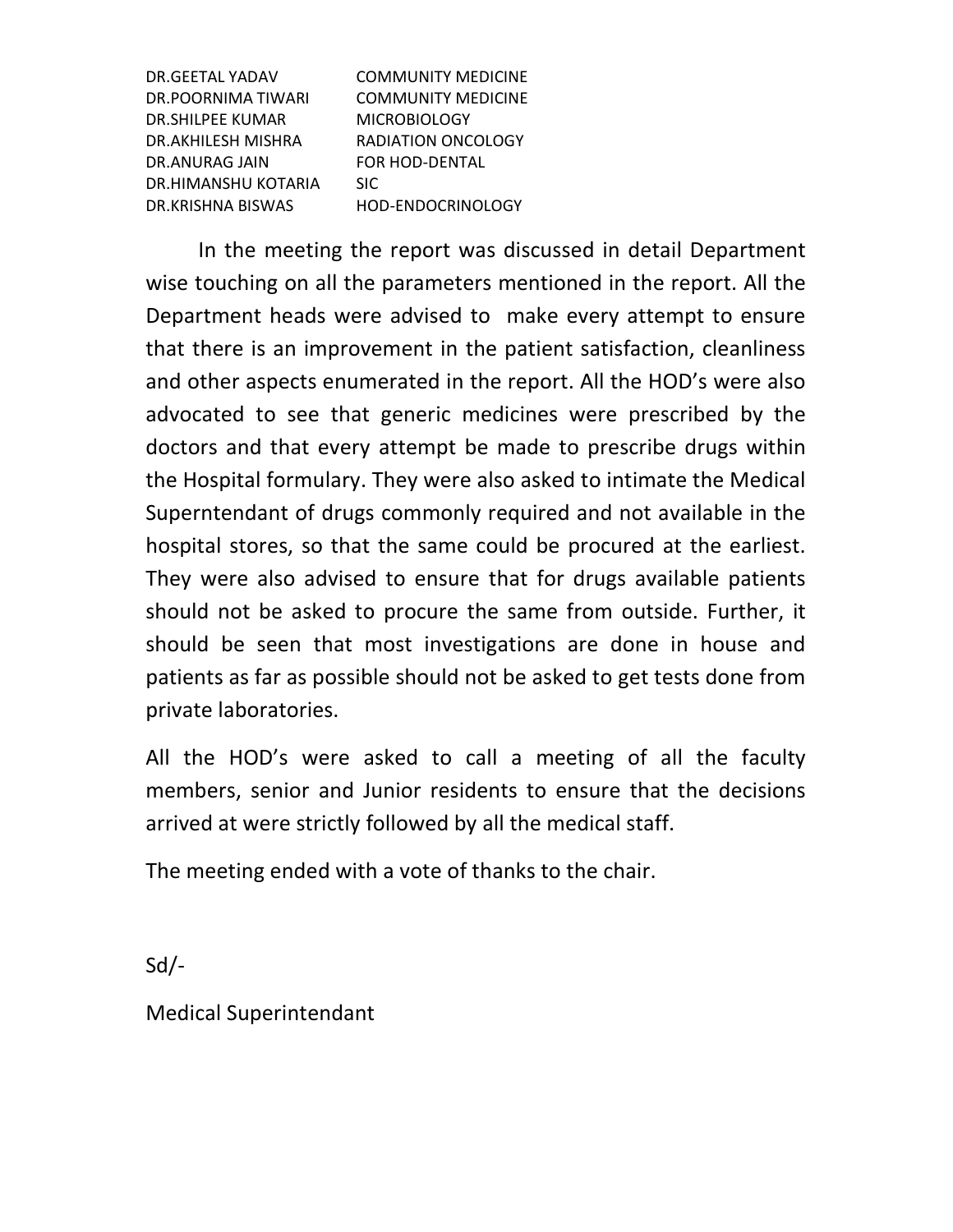| | |
|---|---|
| DR.GEETAL YADAV | COMMUNITY MEDICINE |
| DR.POORNIMA TIWARI | COMMUNITY MEDICINE |
| DR.SHILPEE KUMAR | MICROBIOLOGY |
| DR.AKHILESH MISHRA | RADIATION ONCOLOGY |
| DR.ANURAG JAIN | FOR HOD-DENTAL |
| DR.HIMANSHU KOTARIA | SIC |
| DR.KRISHNA BISWAS | HOD-ENDOCRINOLOGY |

In the meeting the report was discussed in detail Department wise touching on all the parameters mentioned in the report. All the Department heads were advised to make every attempt to ensure that there is an improvement in the patient satisfaction, cleanliness and other aspects enumerated in the report. All the HOD's were also advocated to see that generic medicines were prescribed by the doctors and that every attempt be made to prescribe drugs within the Hospital formulary. They were also asked to intimate the Medical Superntendant of drugs commonly required and not available in the hospital stores, so that the same could be procured at the earliest. They were also advised to ensure that for drugs available patients should not be asked to procure the same from outside. Further, it should be seen that most investigations are done in house and patients as far as possible should not be asked to get tests done from private laboratories.

All the HOD's were asked to call a meeting of all the faculty members, senior and Junior residents to ensure that the decisions arrived at were strictly followed by all the medical staff.

The meeting ended with a vote of thanks to the chair.

Sd/-

Medical Superintendant